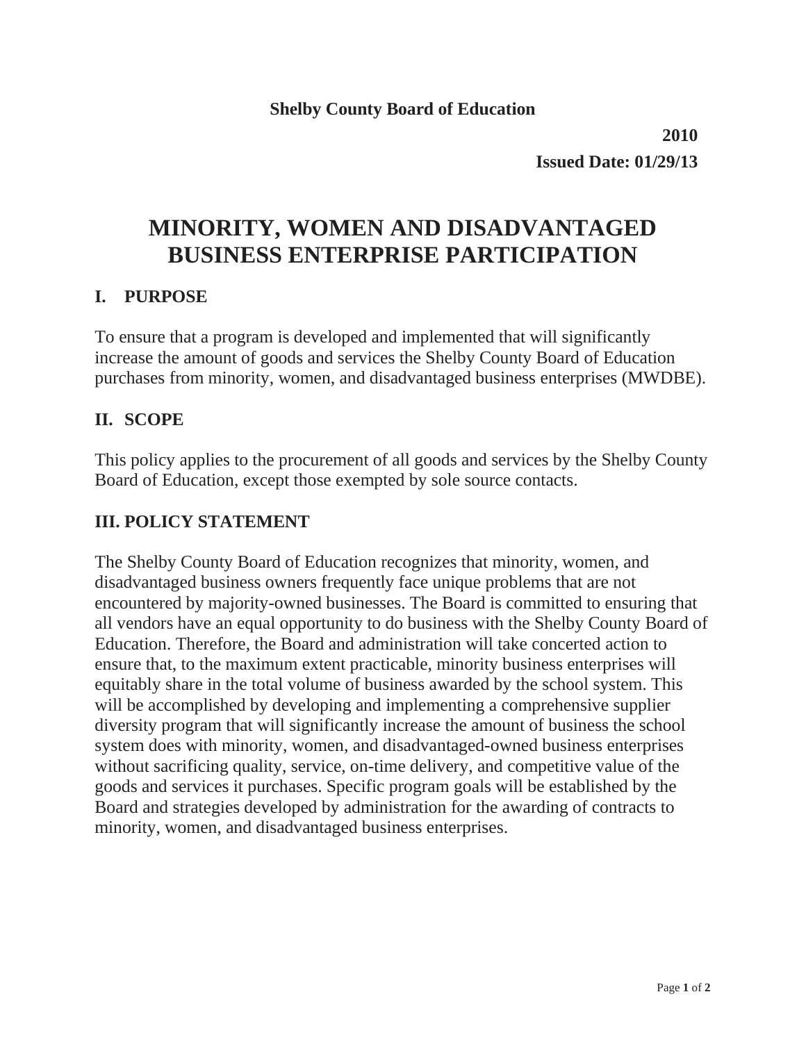**Shelby County Board of Education**

**2010**

**Issued Date: 01/29/13**

# MINORITY, WOMEN AND DISADVANTAGED BUSINESS ENTERPRISE PARTICIPATION

## I. PURPOSE

To ensure that a program is developed and implemented that will significantly increase the amount of goods and services the Shelby County Board of Education purchases from minority, women, and disadvantaged business enterprises (MWDBE).

## II. SCOPE

This policy applies to the procurement of all goods and services by the Shelby County Board of Education, except those exempted by sole source contacts.

## III. POLICY STATEMENT

The Shelby County Board of Education recognizes that minority, women, and disadvantaged business owners frequently face unique problems that are not encountered by majority-owned businesses. The Board is committed to ensuring that all vendors have an equal opportunity to do business with the Shelby County Board of Education. Therefore, the Board and administration will take concerted action to ensure that, to the maximum extent practicable, minority business enterprises will equitably share in the total volume of business awarded by the school system. This will be accomplished by developing and implementing a comprehensive supplier diversity program that will significantly increase the amount of business the school system does with minority, women, and disadvantaged-owned business enterprises without sacrificing quality, service, on-time delivery, and competitive value of the goods and services it purchases. Specific program goals will be established by the Board and strategies developed by administration for the awarding of contracts to minority, women, and disadvantaged business enterprises.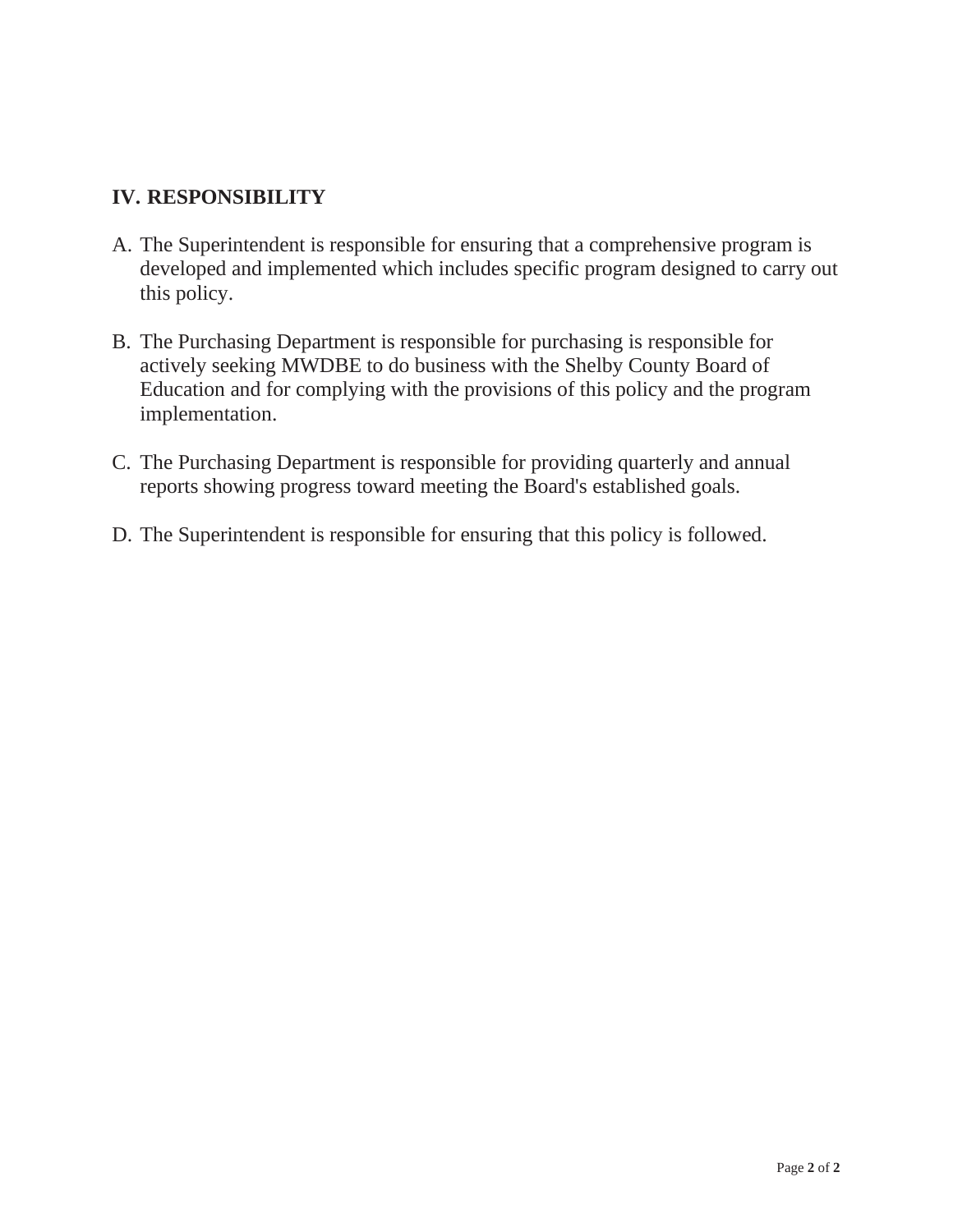## IV. RESPONSIBILITY

A. The Superintendent is responsible for ensuring that a comprehensive program is developed and implemented which includes specific program designed to carry out this policy.

B. The Purchasing Department is responsible for purchasing is responsible for actively seeking MWDBE to do business with the Shelby County Board of Education and for complying with the provisions of this policy and the program implementation.

C. The Purchasing Department is responsible for providing quarterly and annual reports showing progress toward meeting the Board's established goals.

D. The Superintendent is responsible for ensuring that this policy is followed.